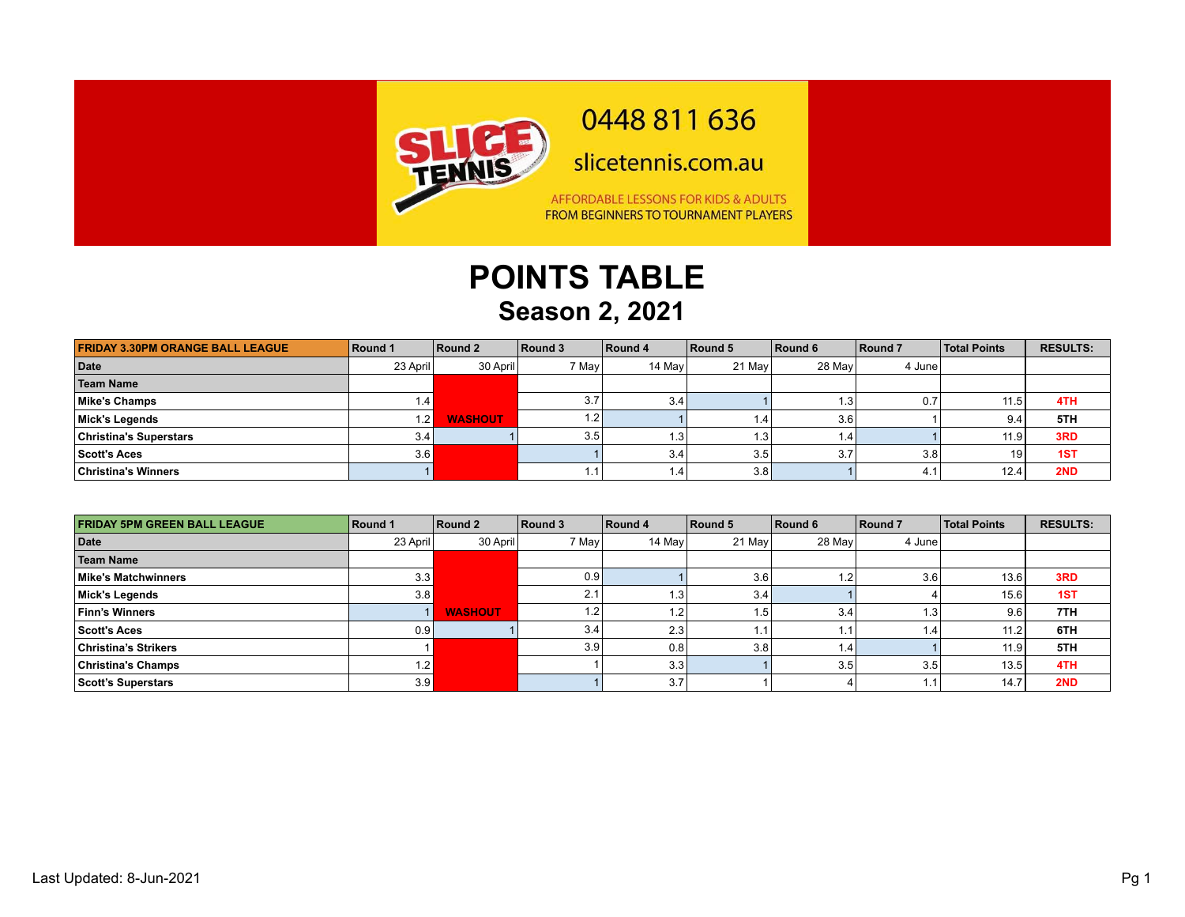0448 811 636

slicetennis.com.au

AFFORDABLE LESSONS FOR KIDS & ADULTS
FROM BEGINNERS TO TOURNAMENT PLAYERS

# POINTS TABLE

## Season 2, 2021

| FRIDAY 3.30PM ORANGE BALL LEAGUE | Round 1 | Round 2 | Round 3 | Round 4 | Round 5 | Round 6 | Round 7 | Total Points | RESULTS: |
|---|---|---|---|---|---|---|---|---|---|
| **Date** | 23 April | 30 April | 7 May | 14 May | 21 May | 28 May | 4 June | | |
| **Team Name** | | | | | | | | | |
| **Mike's Champs** | 1.4 | | 3.7 | 3.4 | 1 | 1.3 | 0.7 | 11.5 | **4TH** |
| **Mick's Legends** | 1.2 | **WASHOUT** | 1.2 | 1 | 1.4 | 3.6 | 1 | 9.4 | **5TH** |
| **Christina's Superstars** | 3.4 | 1 | 3.5 | 1.3 | 1.3 | 1.4 | 1 | 11.9 | **3RD** |
| **Scott's Aces** | 3.6 | | 1 | 3.4 | 3.5 | 3.7 | 3.8 | 19 | **1ST** |
| **Christina's Winners** | 1 | | 1.1 | 1.4 | 3.8 | 1 | 4.1 | 12.4 | **2ND** |

| FRIDAY 5PM GREEN BALL LEAGUE | Round 1 | Round 2 | Round 3 | Round 4 | Round 5 | Round 6 | Round 7 | Total Points | RESULTS: |
|---|---|---|---|---|---|---|---|---|---|
| **Date** | 23 April | 30 April | 7 May | 14 May | 21 May | 28 May | 4 June | | |
| **Team Name** | | | | | | | | | |
| **Mike's Matchwinners** | 3.3 | | 0.9 | 1 | 3.6 | 1.2 | 3.6 | 13.6 | **3RD** |
| **Mick's Legends** | 3.8 | | 2.1 | 1.3 | 3.4 | 1 | 4 | 15.6 | **1ST** |
| **Finn's Winners** | 1 | **WASHOUT** | 1.2 | 1.2 | 1.5 | 3.4 | 1.3 | 9.6 | **7TH** |
| **Scott's Aces** | 0.9 | 1 | 3.4 | 2.3 | 1.1 | 1.1 | 1.4 | 11.2 | **6TH** |
| **Christina's Strikers** | 1 | | 3.9 | 0.8 | 3.8 | 1.4 | 1 | 11.9 | **5TH** |
| **Christina's Champs** | 1.2 | | 1 | 3.3 | 1 | 3.5 | 3.5 | 13.5 | **4TH** |
| **Scott's Superstars** | 3.9 | | 1 | 3.7 | 1 | 4 | 1.1 | 14.7 | **2ND** |

Last Updated: 8-Jun-2021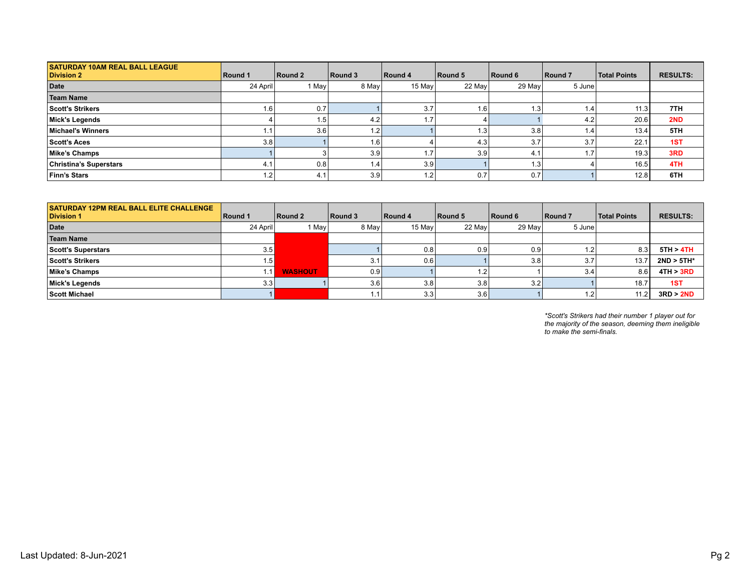| SATURDAY 10AM REAL BALL LEAGUE Division 2 | Round 1 | Round 2 | Round 3 | Round 4 | Round 5 | Round 6 | Round 7 | Total Points | RESULTS: |
|---|---|---|---|---|---|---|---|---|---|
| **Date** | 24 April | 1 May | 8 May | 15 May | 22 May | 29 May | 5 June | | |
| **Team Name** | | | | | | | | | |
| **Scott's Strikers** | 1.6 | 0.7 | 1 | 3.7 | 1.6 | 1.3 | 1.4 | 11.3 | **7TH** |
| **Mick's Legends** | 4 | 1.5 | 4.2 | 1.7 | 4 | 1 | 4.2 | 20.6 | **2ND** |
| **Michael's Winners** | 1.1 | 3.6 | 1.2 | 1 | 1.3 | 3.8 | 1.4 | 13.4 | **5TH** |
| **Scott's Aces** | 3.8 | 1 | 1.6 | 4 | 4.3 | 3.7 | 3.7 | 22.1 | **1ST** |
| **Mike's Champs** | 1 | 3 | 3.9 | 1.7 | 3.9 | 4.1 | 1.7 | 19.3 | **3RD** |
| **Christina's Superstars** | 4.1 | 0.8 | 1.4 | 3.9 | 1 | 1.3 | 4 | 16.5 | **4TH** |
| **Finn's Stars** | 1.2 | 4.1 | 3.9 | 1.2 | 0.7 | 0.7 | 1 | 12.8 | **6TH** |

| SATURDAY 12PM REAL BALL ELITE CHALLENGE Division 1 | Round 1 | Round 2 | Round 3 | Round 4 | Round 5 | Round 6 | Round 7 | Total Points | RESULTS: |
|---|---|---|---|---|---|---|---|---|---|
| **Date** | 24 April | 1 May | 8 May | 15 May | 22 May | 29 May | 5 June | | |
| **Team Name** | | | | | | | | | |
| **Scott's Superstars** | 3.5 | | 1 | 0.8 | 0.9 | 0.9 | 1.2 | 8.3 | **5TH > 4TH** |
| **Scott's Strikers** | 1.5 | | 3.1 | 0.6 | 1 | 3.8 | 3.7 | 13.7 | **2ND > 5TH*** |
| **Mike's Champs** | 1.1 | **WASHOUT** | 0.9 | 1 | 1.2 | 1 | 3.4 | 8.6 | **4TH > 3RD** |
| **Mick's Legends** | 3.3 | 1 | 3.6 | 3.8 | 3.8 | 3.2 | 1 | 18.7 | **1ST** |
| **Scott Michael** | 1 | | 1.1 | 3.3 | 3.6 | 1 | 1.2 | 11.2 | **3RD > 2ND** |

*\*Scott's Strikers had their number 1 player out for the majority of the season, deeming them ineligible to make the semi-finals.*

Last Updated: 8-Jun-2021